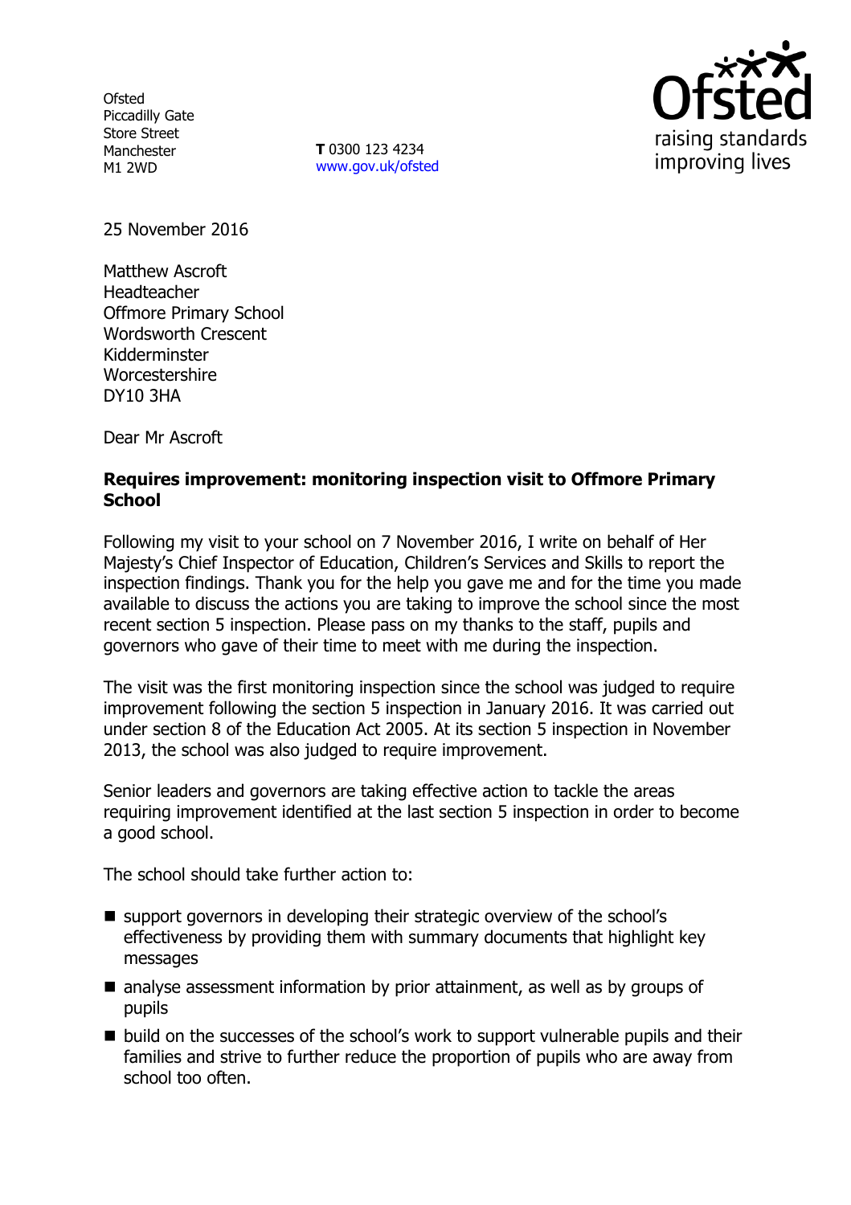Ofsted
Piccadilly Gate
Store Street
Manchester
M1 2WD

**T** 0300 123 4234
www.gov.uk/ofsted

25 November 2016

Matthew Ascroft
Headteacher
Offmore Primary School
Wordsworth Crescent
Kidderminster
Worcestershire
DY10 3HA

Dear Mr Ascroft

**Requires improvement: monitoring inspection visit to Offmore Primary School**

Following my visit to your school on 7 November 2016, I write on behalf of Her Majesty's Chief Inspector of Education, Children's Services and Skills to report the inspection findings. Thank you for the help you gave me and for the time you made available to discuss the actions you are taking to improve the school since the most recent section 5 inspection. Please pass on my thanks to the staff, pupils and governors who gave of their time to meet with me during the inspection.

The visit was the first monitoring inspection since the school was judged to require improvement following the section 5 inspection in January 2016. It was carried out under section 8 of the Education Act 2005. At its section 5 inspection in November 2013, the school was also judged to require improvement.

Senior leaders and governors are taking effective action to tackle the areas requiring improvement identified at the last section 5 inspection in order to become a good school.

The school should take further action to:

- support governors in developing their strategic overview of the school's effectiveness by providing them with summary documents that highlight key messages
- analyse assessment information by prior attainment, as well as by groups of pupils
- build on the successes of the school's work to support vulnerable pupils and their families and strive to further reduce the proportion of pupils who are away from school too often.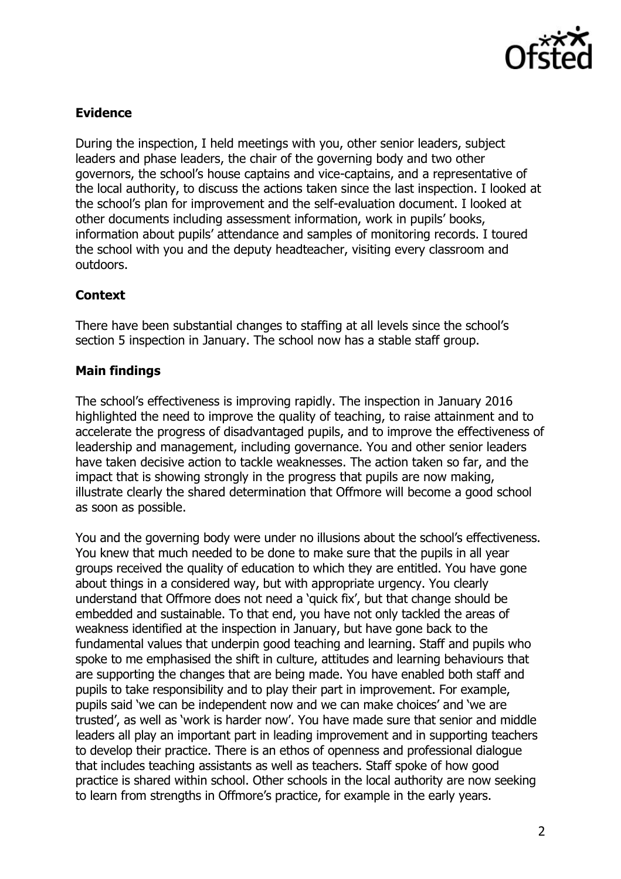## Evidence

During the inspection, I held meetings with you, other senior leaders, subject leaders and phase leaders, the chair of the governing body and two other governors, the school's house captains and vice-captains, and a representative of the local authority, to discuss the actions taken since the last inspection. I looked at the school's plan for improvement and the self-evaluation document. I looked at other documents including assessment information, work in pupils' books, information about pupils' attendance and samples of monitoring records. I toured the school with you and the deputy headteacher, visiting every classroom and outdoors.

## Context

There have been substantial changes to staffing at all levels since the school's section 5 inspection in January. The school now has a stable staff group.

## Main findings

The school's effectiveness is improving rapidly. The inspection in January 2016 highlighted the need to improve the quality of teaching, to raise attainment and to accelerate the progress of disadvantaged pupils, and to improve the effectiveness of leadership and management, including governances. You and other senior leaders have taken decisive action to tackle weaknesses. The action taken so far, and the impact that is showing strongly in the progress that pupils are now making, illustrate clearly the shared determination that Offmore will become a good school as soon as possible.

You and the governing body were under no illusions about the school's effectiveness. You knew that much needed to be done to make sure that the pupils in all year groups received the quality of education to which they are entitled. You have gone about things in a considered way, but with appropriate urgency. You clearly understand that Offmore does not need a 'quick fix', but that change should be embedded and sustainable. To that end, you have not only tackled the areas of weakness identified at the inspection in January, but have gone back to the fundamental values that underpin good teaching and learning. Staff and pupils who spoke to me emphasised the shift in culture, attitudes and learning behaviours that are supporting the changes that are being made. You have enabled both staff and pupils to take responsibility and to play their part in improvement. For example, pupils said 'we can be independent now and we can make choices' and 'we are trusted', as well as 'work is harder now'. You have made sure that senior and middle leaders all play an important part in leading improvement and in supporting teachers to develop their practice. There is an ethos of openness and professional dialogue that includes teaching assistants as well as teachers. Staff spoke of how good practice is shared within school. Other schools in the local authority are now seeking to learn from strengths in Offmore's practice, for example in the early years.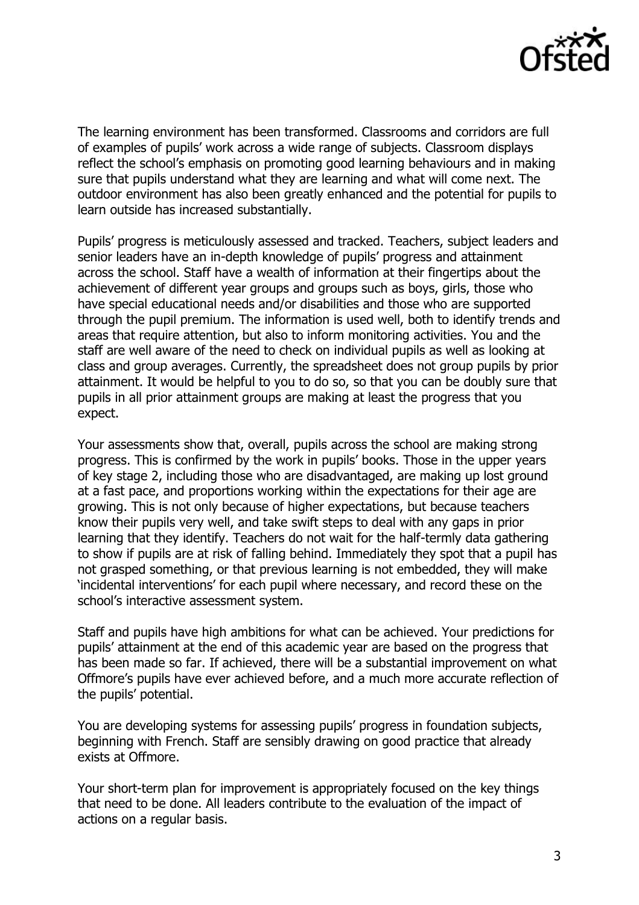The learning environment has been transformed. Classrooms and corridors are full of examples of pupils' work across a wide range of subjects. Classroom displays reflect the school's emphasis on promoting good learning behaviours and in making sure that pupils understand what they are learning and what will come next. The outdoor environment has also been greatly enhanced and the potential for pupils to learn outside has increased substantially.

Pupils' progress is meticulously assessed and tracked. Teachers, subject leaders and senior leaders have an in-depth knowledge of pupils' progress and attainment across the school. Staff have a wealth of information at their fingertips about the achievement of different year groups and groups such as boys, girls, those who have special educational needs and/or disabilities and those who are supported through the pupil premium. The information is used well, both to identify trends and areas that require attention, but also to inform monitoring activities. You and the staff are well aware of the need to check on individual pupils as well as looking at class and group averages. Currently, the spreadsheet does not group pupils by prior attainment. It would be helpful to you to do so, so that you can be doubly sure that pupils in all prior attainment groups are making at least the progress that you expect.

Your assessments show that, overall, pupils across the school are making strong progress. This is confirmed by the work in pupils' books. Those in the upper years of key stage 2, including those who are disadvantaged, are making up lost ground at a fast pace, and proportions working within the expectations for their age are growing. This is not only because of higher expectations, but because teachers know their pupils very well, and take swift steps to deal with any gaps in prior learning that they identify. Teachers do not wait for the half-termly data gathering to show if pupils are at risk of falling behind. Immediately they spot that a pupil has not grasped something, or that previous learning is not embedded, they will make 'incidental interventions' for each pupil where necessary, and record these on the school's interactive assessment system.

Staff and pupils have high ambitions for what can be achieved. Your predictions for pupils' attainment at the end of this academic year are based on the progress that has been made so far. If achieved, there will be a substantial improvement on what Offmore's pupils have ever achieved before, and a much more accurate reflection of the pupils' potential.

You are developing systems for assessing pupils' progress in foundation subjects, beginning with French. Staff are sensibly drawing on good practice that already exists at Offmore.

Your short-term plan for improvement is appropriately focused on the key things that need to be done. All leaders contribute to the evaluation of the impact of actions on a regular basis.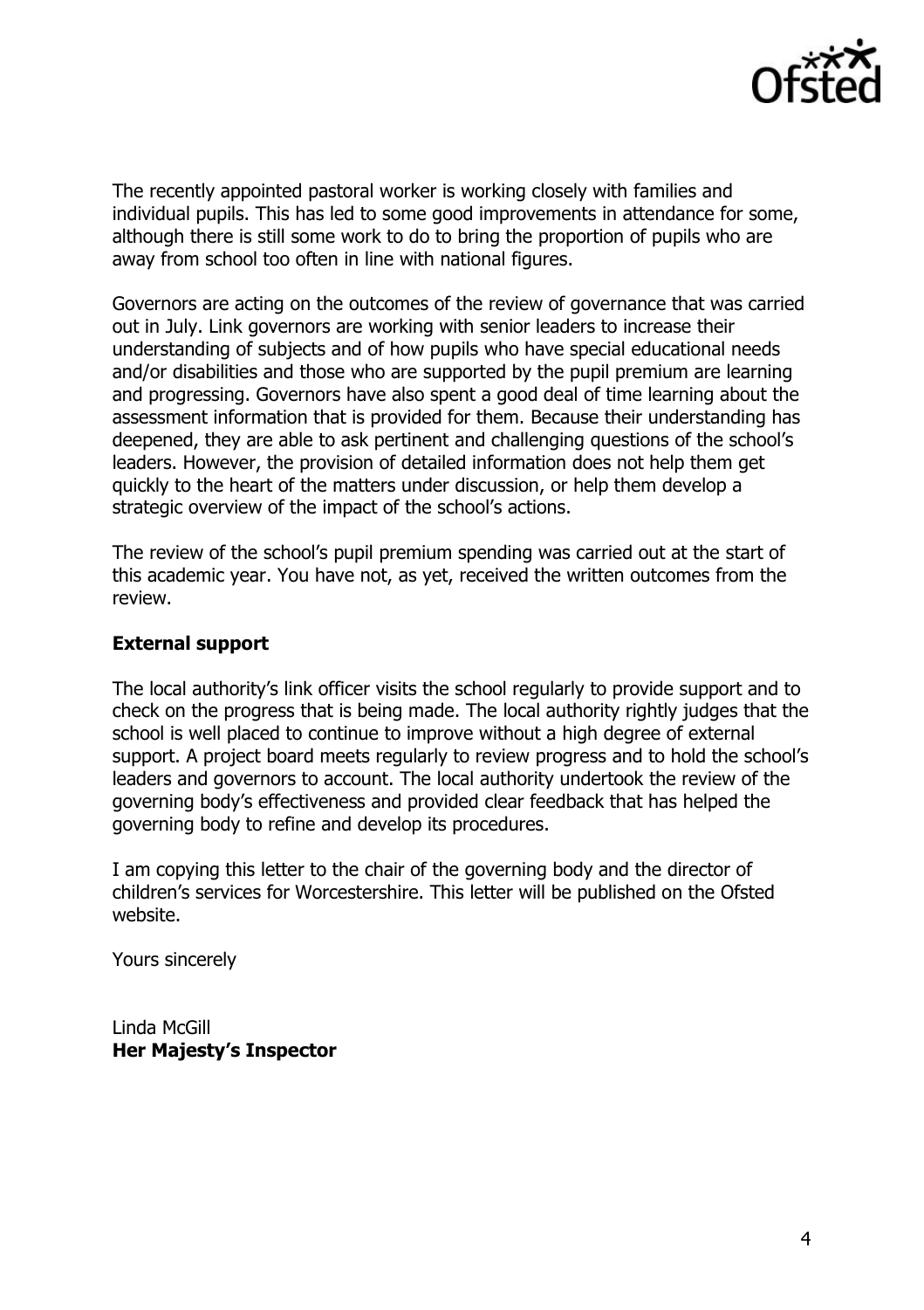The recently appointed pastoral worker is working closely with families and individual pupils. This has led to some good improvements in attendance for some, although there is still some work to do to bring the proportion of pupils who are away from school too often in line with national figures.

Governors are acting on the outcomes of the review of governance that was carried out in July. Link governors are working with senior leaders to increase their understanding of subjects and of how pupils who have special educational needs and/or disabilities and those who are supported by the pupil premium are learning and progressing. Governors have also spent a good deal of time learning about the assessment information that is provided for them. Because their understanding has deepened, they are able to ask pertinent and challenging questions of the school's leaders. However, the provision of detailed information does not help them get quickly to the heart of the matters under discussion, or help them develop a strategic overview of the impact of the school's actions.

The review of the school's pupil premium spending was carried out at the start of this academic year. You have not, as yet, received the written outcomes from the review.

**External support**

The local authority's link officer visits the school regularly to provide support and to check on the progress that is being made. The local authority rightly judges that the school is well placed to continue to improve without a high degree of external support. A project board meets regularly to review progress and to hold the school's leaders and governors to account. The local authority undertook the review of the governing body's effectiveness and provided clear feedback that has helped the governing body to refine and develop its procedures.

I am copying this letter to the chair of the governing body and the director of children's services for Worcestershire. This letter will be published on the Ofsted website.

Yours sincerely

Linda McGill
**Her Majesty's Inspector**